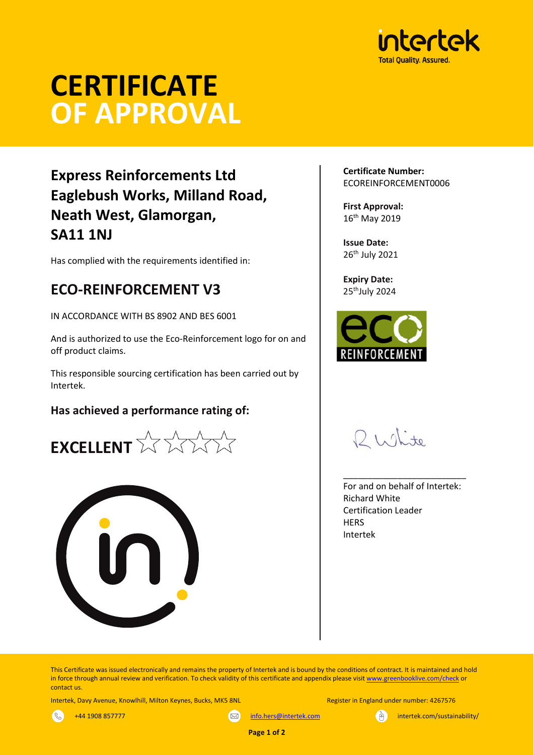# CERTIFICATE OF APPROVAL

## Express Reinforcements Ltd
## Eaglebush Works, Milland Road, Neath West, Glamorgan, SA11 1NJ

Has complied with the requirements identified in:

## ECO-REINFORCEMENT V3

IN ACCORDANCE WITH BS 8902 AND BES 6001

And is authorized to use the Eco-Reinforcement logo for on and off product claims.

This responsible sourcing certification has been carried out by Intertek.

### Has achieved a performance rating of:

## EXCELLENT ☆☆☆☆☆

**Certificate Number:**
ECOREINFORCEMENT0006

**First Approval:**
16th May 2019

**Issue Date:**
26th July 2021

**Expiry Date:**
25th July 2024

R White

For and on behalf of Intertek:
Richard White
Certification Leader
HERS
Intertek

This Certificate was issued electronically and remains the property of Intertek and is bound by the conditions of contract. It is maintained and hold in force through annual review and verification. To check validity of this certificate and appendix please visit www.greenbooklive.com/check or contact us.

Intertek, Davy Avenue, Knowlhill, Milton Keynes, Bucks, MK5 8NL

Register in England under number: 4267576

+44 1908 857777 | info.hers@intertek.com | intertek.com/sustainability/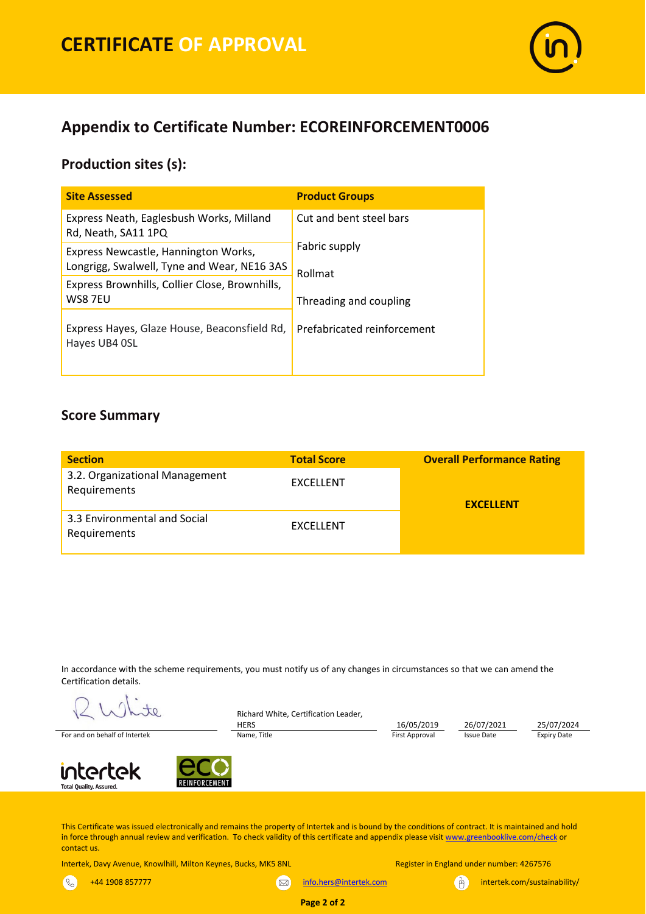# CERTIFICATE OF APPROVAL

## Appendix to Certificate Number: ECOREINFORCEMENT0006

### Production sites (s):

| Site Assessed | Product Groups |
|---|---|
| Express Neath, Eaglesbush Works, Milland Rd, Neath, SA11 1PQ | Cut and bent steel bars |
| Express Newcastle, Hannington Works, Longrigg, Swalwell, Tyne and Wear, NE16 3AS | Fabric supply |
| Express Brownhills, Collier Close, Brownhills, WS8 7EU | Rollmat |
| Express Hayes, Glaze House, Beaconsfield Rd, Hayes UB4 0SL | Threading and coupling |
| | Prefabricated reinforcement |

### Score Summary

| Section | Total Score | Overall Performance Rating |
|---|---|---|
| 3.2. Organizational Management Requirements | EXCELLENT | EXCELLENT |
| 3.3 Environmental and Social Requirements | EXCELLENT | |

In accordance with the scheme requirements, you must notify us of any changes in circumstances so that we can amend the Certification details.

| For and on behalf of Intertek | Name, Title | First Approval | Issue Date | Expiry Date |
|---|---|---|---|---|
| R White | Richard White, Certification Leader, HERS | 16/05/2019 | 26/07/2021 | 25/07/2024 |

intertek Total Quality. Assured.

eco REINFORCEMENT

This Certificate was issued electronically and remains the property of Intertek and is bound by the conditions of contract. It is maintained and hold in force through annual review and verification. To check validity of this certificate and appendix please visit www.greenbooklive.com/check or contact us.

Intertek, Davy Avenue, Knowlhill, Milton Keynes, Bucks, MK5 8NL

Register in England under number: 4267576

+44 1908 857777 | info.hers@intertek.com | intertek.com/sustainability/